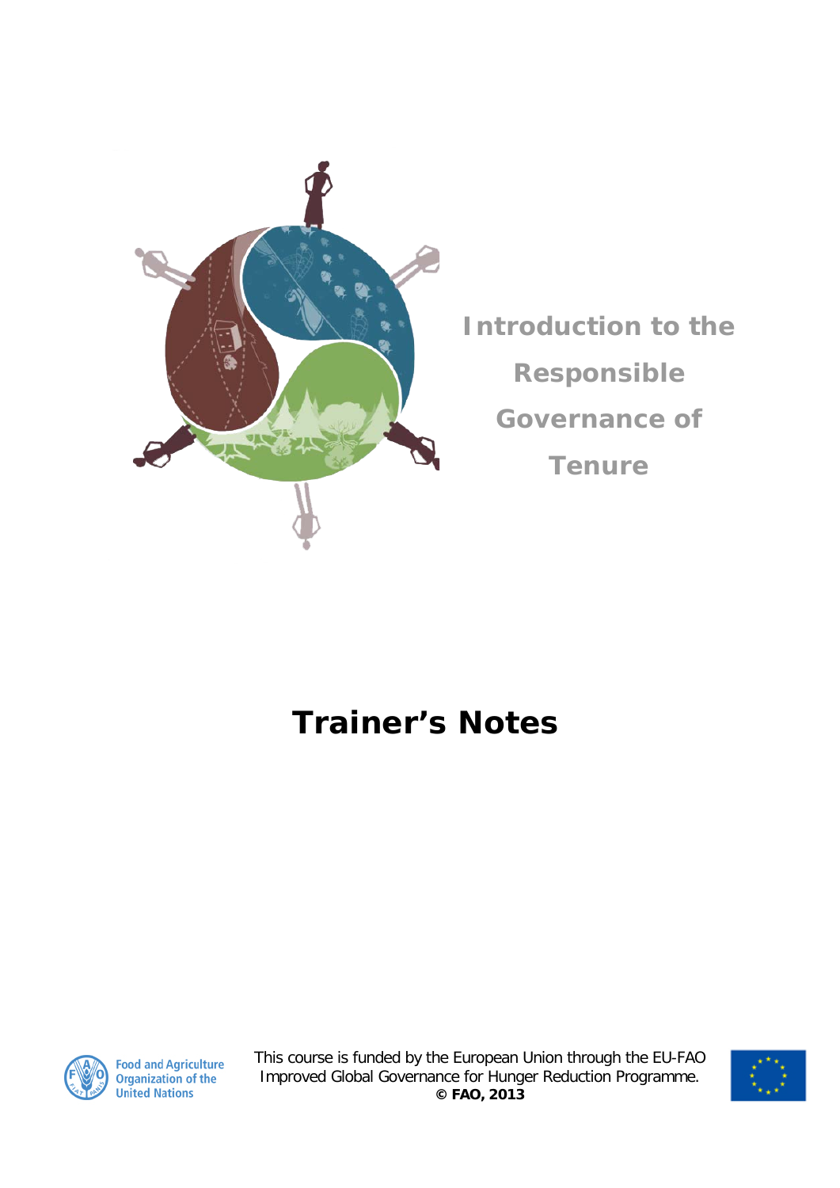# Introduction to the Responsible Governance of Tenure

## Trainer's Notes

Food and Agriculture Organization of the United Nations

This course is funded by the European Union through the EU-FAO Improved Global Governance for Hunger Reduction Programme.
**© FAO, 2013**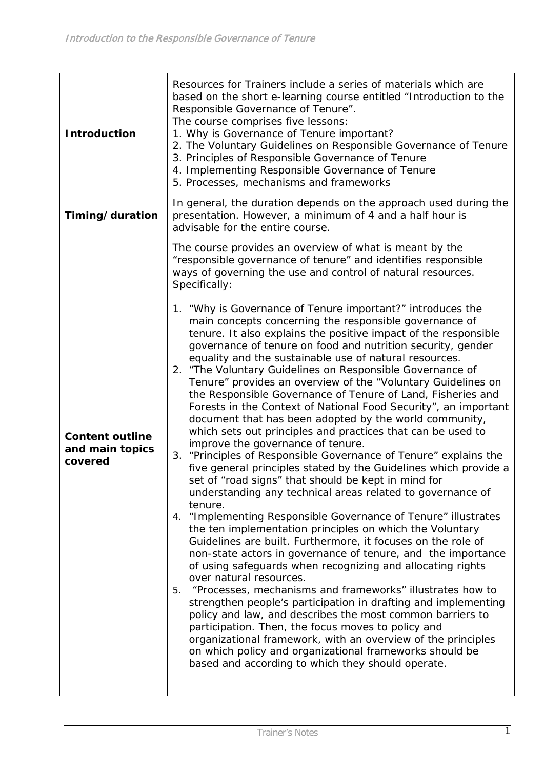| | |
|---|---|
| **Introduction** | Resources for Trainers include a series of materials which are based on the short e-learning course entitled "Introduction to the Responsible Governance of Tenure".<br>The course comprises five lessons:<br>1. Why is Governance of Tenure important?<br>2. The Voluntary Guidelines on Responsible Governance of Tenure<br>3. Principles of Responsible Governance of Tenure<br>4. Implementing Responsible Governance of Tenure<br>5. Processes, mechanisms and frameworks |
| **Timing/duration** | In general, the duration depends on the approach used during the presentation. However, a minimum of 4 and a half hour is advisable for the entire course. |
| **Content outline and main topics covered** | The course provides an overview of what is meant by the "responsible governance of tenure" and identifies responsible ways of governing the use and control of natural resources. Specifically:<br>1. "Why is Governance of Tenure important?" introduces the main concepts concerning the responsible governance of tenure. It also explains the positive impact of the responsible governance of tenure on food and nutrition security, gender equality and the sustainable use of natural resources.<br>2. "The Voluntary Guidelines on Responsible Governance of Tenure" provides an overview of the "Voluntary Guidelines on the Responsible Governance of Tenure of Land, Fisheries and Forests in the Context of National Food Security", an important document that has been adopted by the world community, which sets out principles and practices that can be used to improve the governance of tenure.<br>3. "Principles of Responsible Governance of Tenure" explains the five general principles stated by the Guidelines which provide a set of "road signs" that should be kept in mind for understanding any technical areas related to governance of tenure.<br>4. "Implementing Responsible Governance of Tenure" illustrates the ten implementation principles on which the Voluntary Guidelines are built. Furthermore, it focuses on the role of non-state actors in governance of tenure, and the importance of using safeguards when recognizing and allocating rights over natural resources.<br>5. "Processes, mechanisms and frameworks" illustrates how to strengthen people's participation in drafting and implementing policy and law, and describes the most common barriers to participation. Then, the focus moves to policy and organizational framework, with an overview of the principles on which policy and organizational frameworks should be based and according to which they should operate. |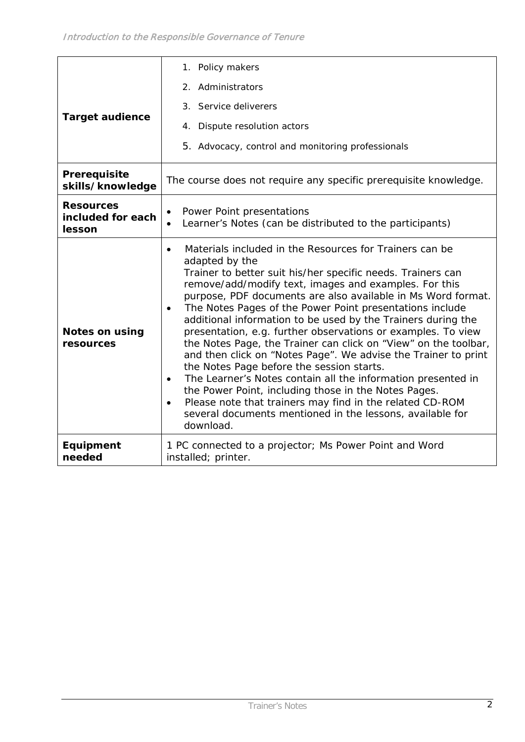| | |
|---|---|
| **Target audience** | 1. Policy makers<br>2. Administrators<br>3. Service deliverers<br>4. Dispute resolution actors<br>5. Advocacy, control and monitoring professionals |
| **Prerequisite skills/knowledge** | The course does not require any specific prerequisite knowledge. |
| **Resources included for each lesson** | • Power Point presentations<br>• Learner's Notes (can be distributed to the participants) |
| **Notes on using resources** | • Materials included in the Resources for Trainers can be adapted by the Trainer to better suit his/her specific needs. Trainers can remove/add/modify text, images and examples. For this purpose, PDF documents are also available in Ms Word format.<br>• The Notes Pages of the Power Point presentations include additional information to be used by the Trainers during the presentation, e.g. further observations or examples. To view the Notes Page, the Trainer can click on "View" on the toolbar, and then click on "Notes Page". We advise the Trainer to print the Notes Page before the session starts.<br>• The Learner's Notes contain all the information presented in the Power Point, including those in the Notes Pages.<br>• Please note that trainers may find in the related CD-ROM several documents mentioned in the lessons, available for download. |
| **Equipment needed** | 1 PC connected to a projector; Ms Power Point and Word installed; printer. |